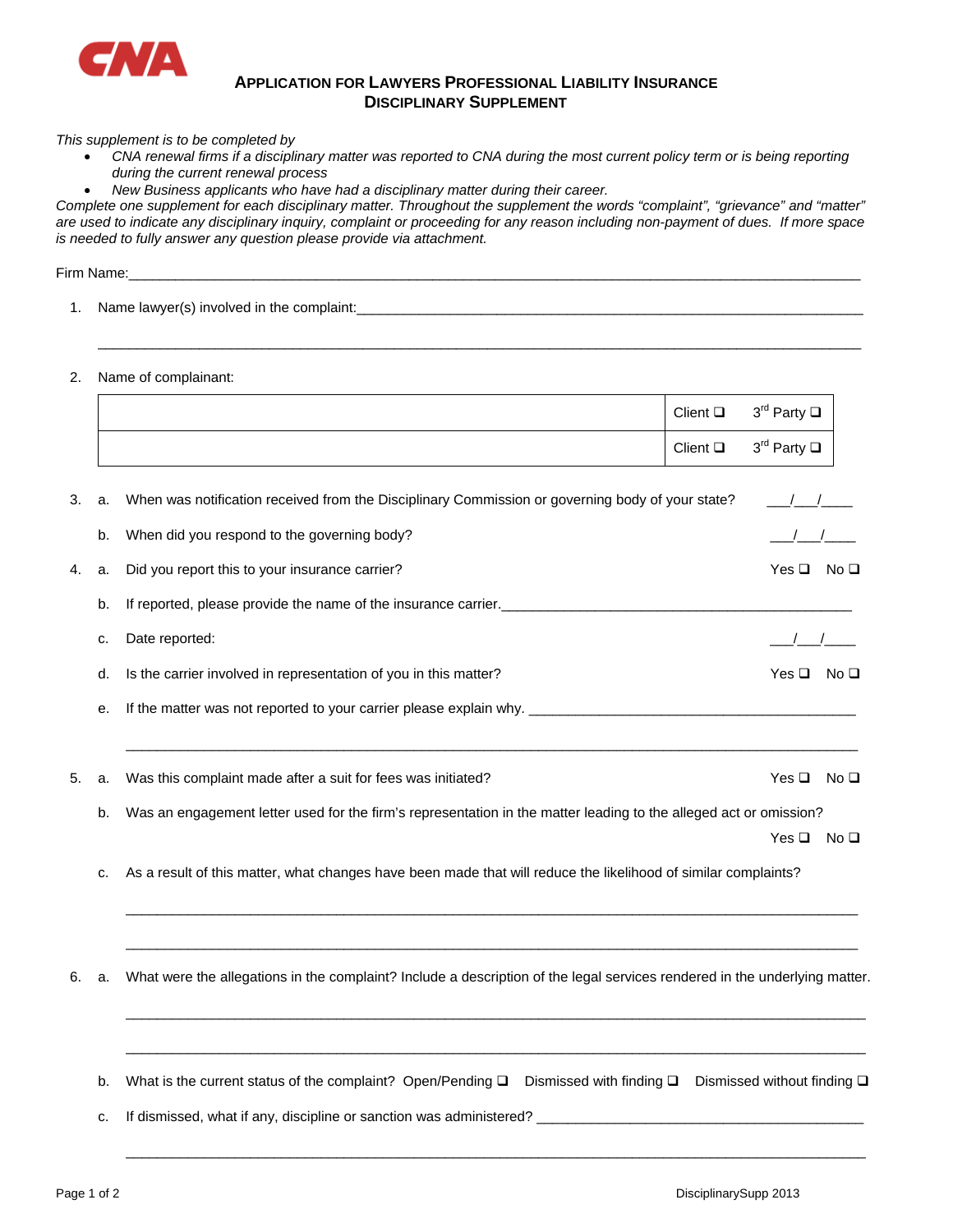CNA

# APPLICATION FOR LAWYERS PROFESSIONAL LIABILITY INSURANCE
## DISCIPLINARY SUPPLEMENT

*This supplement is to be completed by*

- *CNA renewal firms if a disciplinary matter was reported to CNA during the most current policy term or is being reporting during the current renewal process*
- *New Business applicants who have had a disciplinary matter during their career.*

*Complete one supplement for each disciplinary matter. Throughout the supplement the words "complaint", "grievance" and "matter" are used to indicate any disciplinary inquiry, complaint or proceeding for any reason including non-payment of dues. If more space is needed to fully answer any question please provide via attachment.*

Firm Name:______________________________________________________________________________

1. Name lawyer(s) involved in the complaint:____________________________________________________

   ______________________________________________________________________________________

2. Name of complainant:

| | |
|---|---|
| | Client ❑ 3rd Party ❑ |
| | Client ❑ 3rd Party ❑ |

3. a. When was notification received from the Disciplinary Commission or governing body of your state? ___/___/____

   b. When did you respond to the governing body? ___/___/____

4. a. Did you report this to your insurance carrier? Yes ❑ No ❑

   b. If reported, please provide the name of the insurance carrier.______________________________________

   c. Date reported: ___/___/____

   d. Is the carrier involved in representation of you in this matter? Yes ❑ No ❑

   e. If the matter was not reported to your carrier please explain why. ___________________________________

   ______________________________________________________________________________________

5. a. Was this complaint made after a suit for fees was initiated? Yes ❑ No ❑

   b. Was an engagement letter used for the firm's representation in the matter leading to the alleged act or omission? Yes ❑ No ❑

   c. As a result of this matter, what changes have been made that will reduce the likelihood of similar complaints?

   ______________________________________________________________________________________

   ______________________________________________________________________________________

6. a. What were the allegations in the complaint? Include a description of the legal services rendered in the underlying matter.

   ______________________________________________________________________________________

   ______________________________________________________________________________________

   b. What is the current status of the complaint? Open/Pending ❑ Dismissed with finding ❑ Dismissed without finding ❑

   c. If dismissed, what if any, discipline or sanction was administered? ____________________________________

   ______________________________________________________________________________________

DisciplinarySupp 2013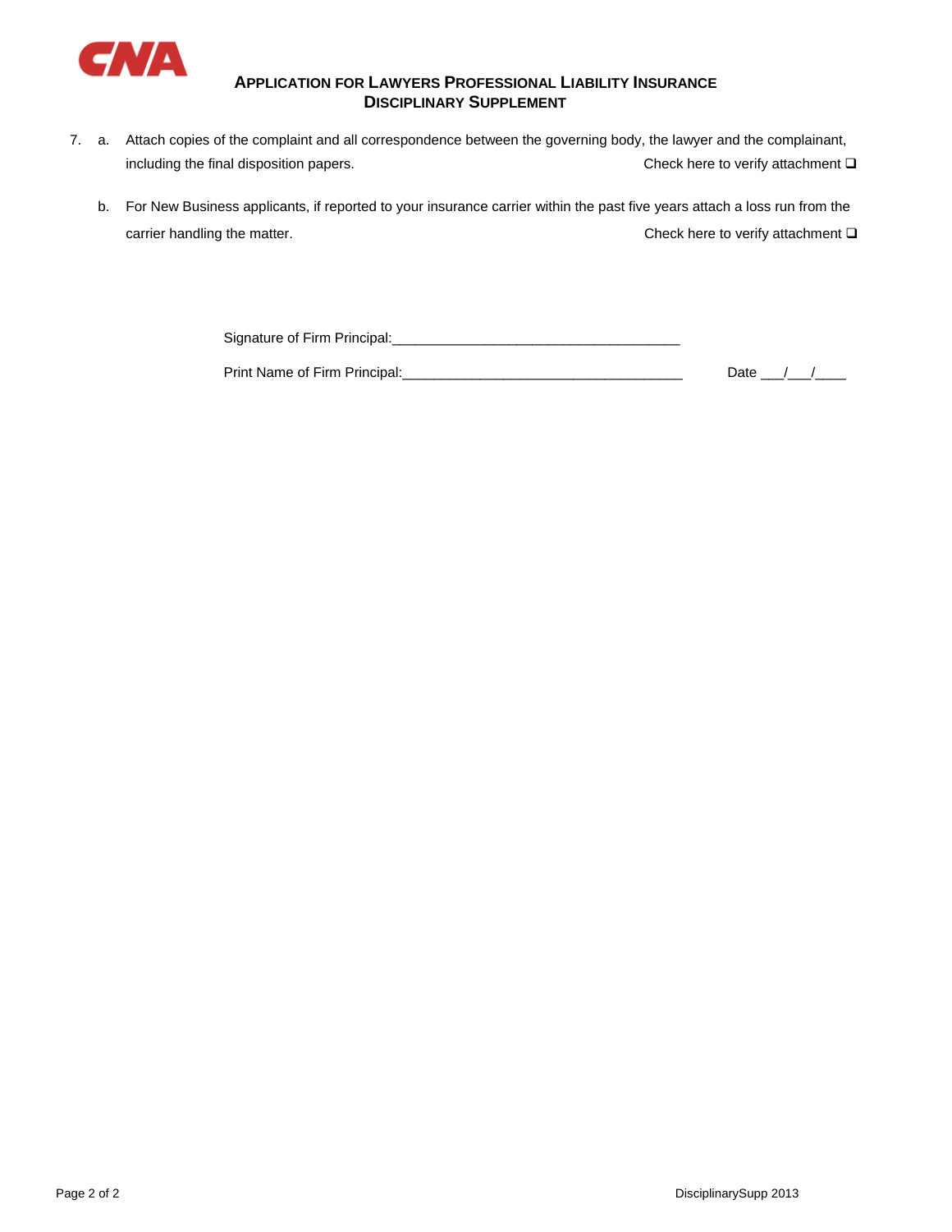CNA

# APPLICATION FOR LAWYERS PROFESSIONAL LIABILITY INSURANCE
## DISCIPLINARY SUPPLEMENT

7. a. Attach copies of the complaint and all correspondence between the governing body, the lawyer and the complainant, including the final disposition papers. Check here to verify attachment ☐

   b. For New Business applicants, if reported to your insurance carrier within the past five years attach a loss run from the carrier handling the matter. Check here to verify attachment ☐

Signature of Firm Principal:____________________________________

Print Name of Firm Principal:___________________________________ Date ___/___/____

DisciplinarySupp 2013